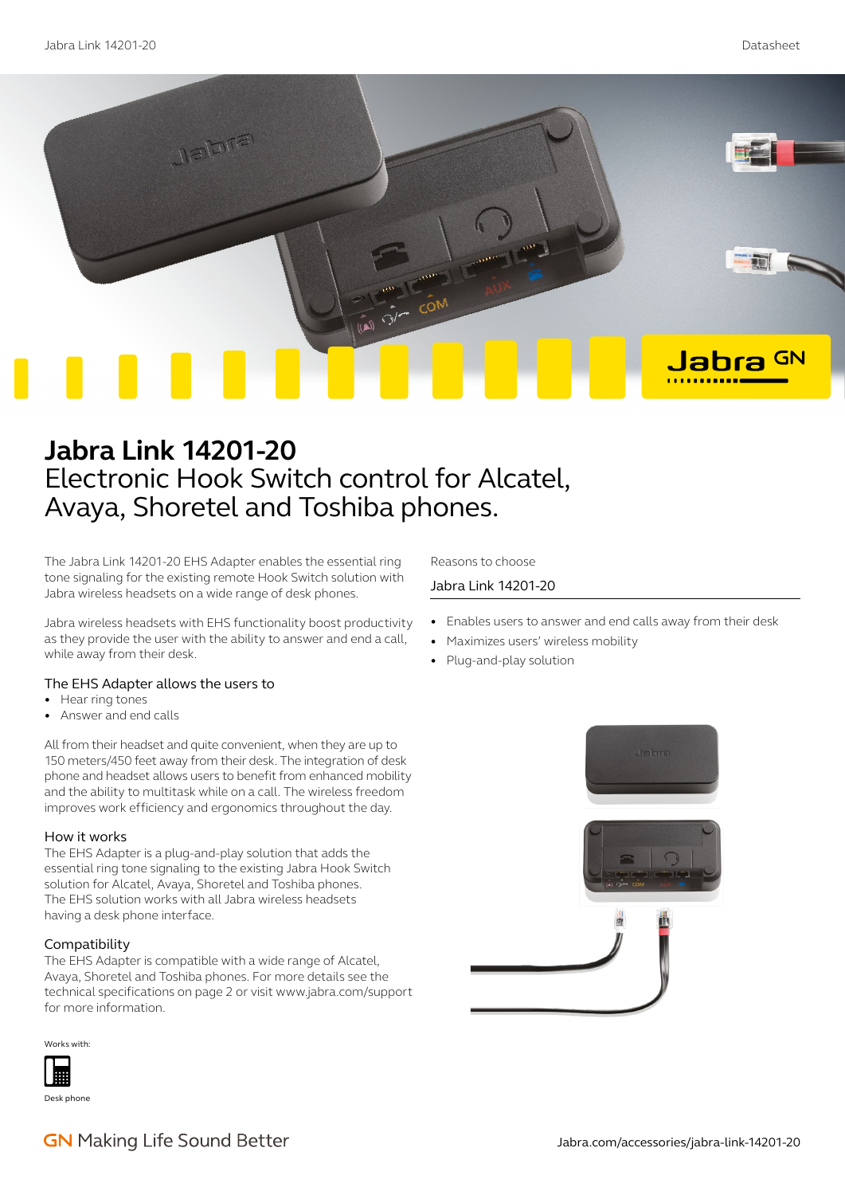# Jabra Link 14201-20

Electronic Hook Switch control for Alcatel, Avaya, Shoretel and Toshiba phones.

The Jabra Link 14201-20 EHS Adapter enables the essential ring tone signaling for the existing remote Hook Switch solution with Jabra wireless headsets on a wide range of desk phones.

Jabra wireless headsets with EHS functionality boost productivity as they provide the user with the ability to answer and end a call, while away from their desk.

### The EHS Adapter allows the users to

- Hear ring tones
- Answer and end calls

All from their headset and quite convenient, when they are up to 150 meters/450 feet away from their desk. The integration of desk phone and headset allows users to benefit from enhanced mobility and the ability to multitask while on a call. The wireless freedom improves work efficiency and ergonomics throughout the day.

### How it works

The EHS Adapter is a plug-and-play solution that adds the essential ring tone signaling to the existing Jabra Hook Switch solution for Alcatel, Avaya, Shoretel and Toshiba phones. The EHS solution works with all Jabra wireless headsets having a desk phone interface.

### Compatibility

The EHS Adapter is compatible with a wide range of Alcatel, Avaya, Shoretel and Toshiba phones. For more details see the technical specifications on page 2 or visit www.jabra.com/support for more information.

Works with:

Desk phone

Reasons to choose

### Jabra Link 14201-20

- Enables users to answer and end calls away from their desk
- Maximizes users' wireless mobility
- Plug-and-play solution

GN Making Life Sound Better

Jabra.com/accessories/jabra-link-14201-20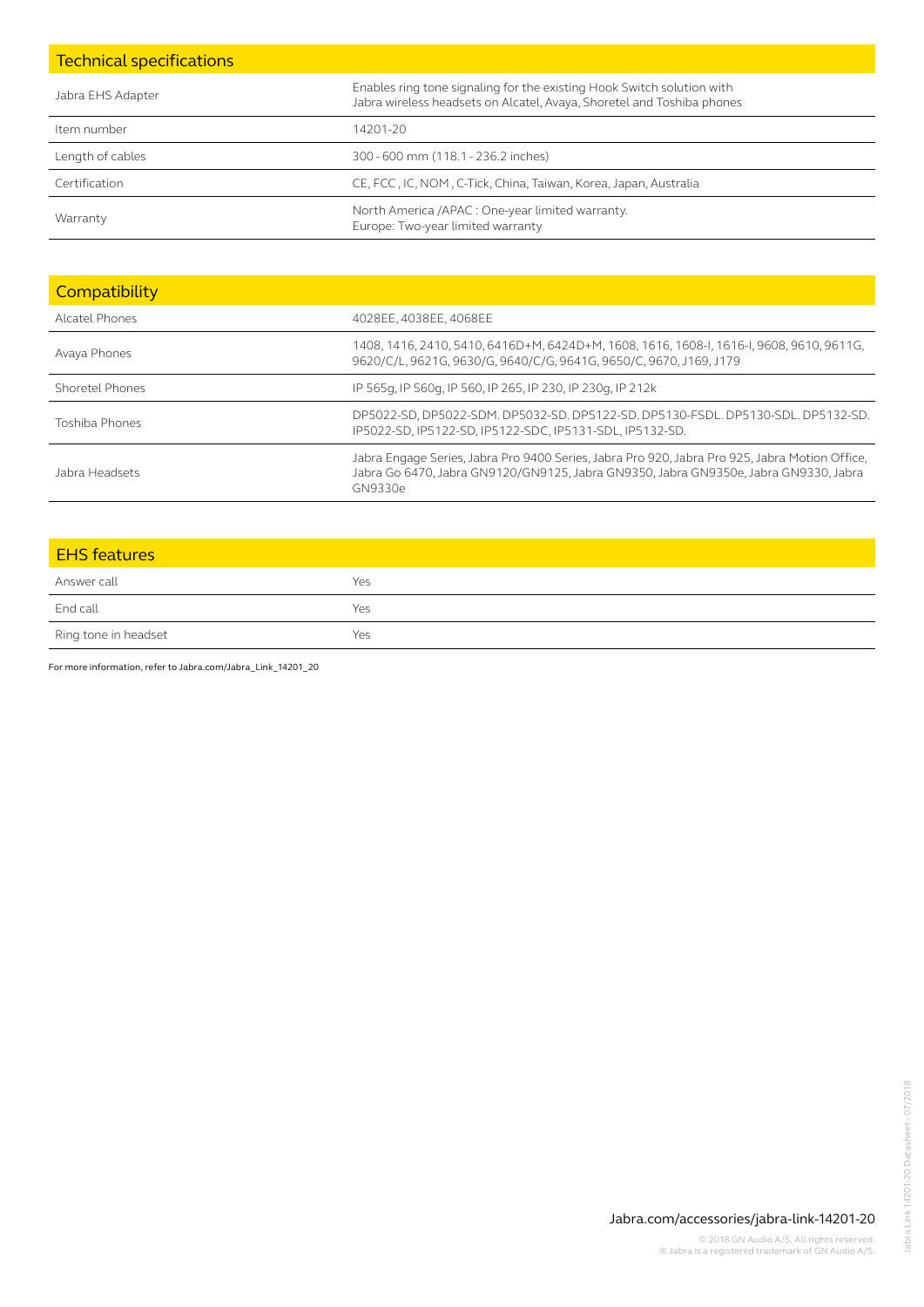## Technical specifications

| | |
|---|---|
| Jabra EHS Adapter | Enables ring tone signaling for the existing Hook Switch solution with Jabra wireless headsets on Alcatel, Avaya, Shoretel and Toshiba phones |
| Item number | 14201-20 |
| Length of cables | 300 - 600 mm (118.1 - 236.2 inches) |
| Certification | CE, FCC , IC, NOM , C-Tick, China, Taiwan, Korea, Japan, Australia |
| Warranty | North America /APAC : One-year limited warranty.<br>Europe: Two-year limited warranty |

## Compatibility

| | |
|---|---|
| Alcatel Phones | 4028EE, 4038EE, 4068EE |
| Avaya Phones | 1408, 1416, 2410, 5410, 6416D+M, 6424D+M, 1608, 1616, 1608-I, 1616-I, 9608, 9610, 9611G, 9620/C/L, 9621G, 9630/G, 9640/C/G, 9641G, 9650/C, 9670, J169, J179 |
| Shoretel Phones | IP 565g, IP 560g, IP 560, IP 265, IP 230, IP 230g, IP 212k |
| Toshiba Phones | DP5022-SD, DP5022-SDM. DP5032-SD. DP5122-SD. DP5130-FSDL. DP5130-SDL. DP5132-SD. IP5022-SD, IP5122-SD, IP5122-SDC, IP5131-SDL, IP5132-SD. |
| Jabra Headsets | Jabra Engage Series, Jabra Pro 9400 Series, Jabra Pro 920, Jabra Pro 925, Jabra Motion Office, Jabra Go 6470, Jabra GN9120/GN9125, Jabra GN9350, Jabra GN9350e, Jabra GN9330, Jabra GN9330e |

## EHS features

| | |
|---|---|
| Answer call | Yes |
| End call | Yes |
| Ring tone in headset | Yes |

For more information, refer to Jabra.com/Jabra_Link_14201_20

Jabra.com/accessories/jabra-link-14201-20

© 2018 GN Audio A/S. All rights reserved.
® Jabra is a registered trademark of GN Audio A/S.

Jabra Link 14201-20 Datasheet - 07/2018